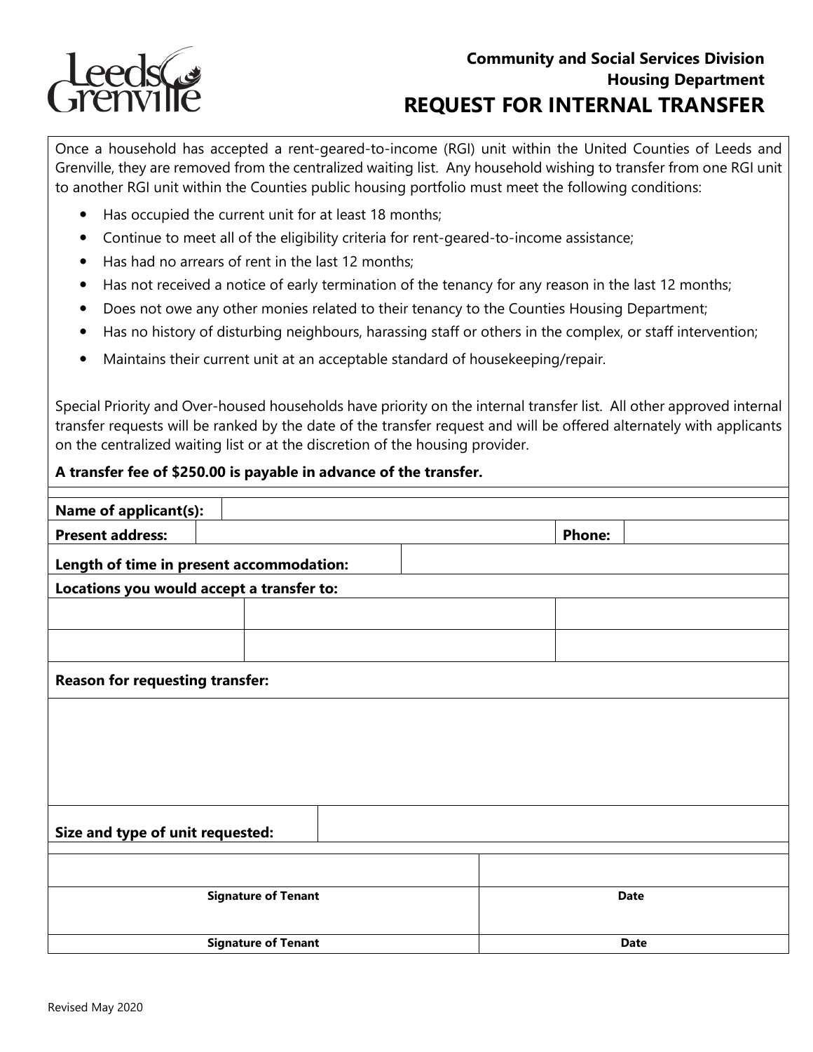Community and Social Services Division
Housing Department

# REQUEST FOR INTERNAL TRANSFER

Once a household has accepted a rent-geared-to-income (RGI) unit within the United Counties of Leeds and Grenville, they are removed from the centralized waiting list. Any household wishing to transfer from one RGI unit to another RGI unit within the Counties public housing portfolio must meet the following conditions:

- Has occupied the current unit for at least 18 months;
- Continue to meet all of the eligibility criteria for rent-geared-to-income assistance;
- Has had no arrears of rent in the last 12 months;
- Has not received a notice of early termination of the tenancy for any reason in the last 12 months;
- Does not owe any other monies related to their tenancy to the Counties Housing Department;
- Has no history of disturbing neighbours, harassing staff or others in the complex, or staff intervention;
- Maintains their current unit at an acceptable standard of housekeeping/repair.

Special Priority and Over-housed households have priority on the internal transfer list. All other approved internal transfer requests will be ranked by the date of the transfer request and will be offered alternately with applicants on the centralized waiting list or at the discretion of the housing provider.

**A transfer fee of $250.00 is payable in advance of the transfer.**

| | | | |
|---|---|---|---|
| **Name of applicant(s):** | | | |
| **Present address:** | | **Phone:** | |
| **Length of time in present accommodation:** | | | |
| **Locations you would accept a transfer to:** | | | |
| | | | |
| | | | |
| **Reason for requesting transfer:** | | | |
| | | | |
| **Size and type of unit requested:** | | | |

| | |
|---|---|
| | |
| **Signature of Tenant** | **Date** |
| **Signature of Tenant** | **Date** |

Revised May 2020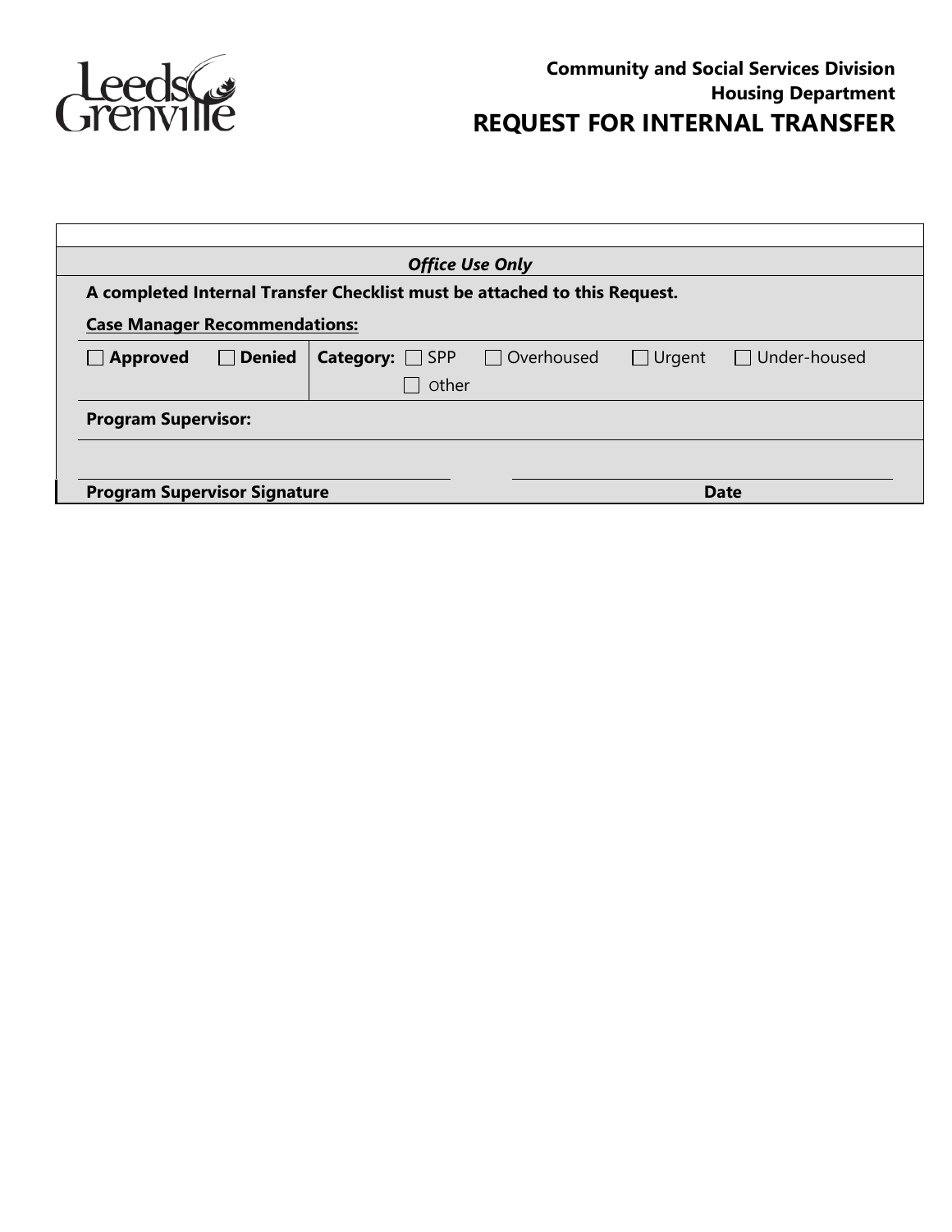**Community and Social Services Division**
**Housing Department**

# REQUEST FOR INTERNAL TRANSFER

*Office Use Only*

**A completed Internal Transfer Checklist must be attached to this Request.**

**Case Manager Recommendations:**

| | |
|---|---|
| ☐ **Approved** ☐ **Denied** | **Category:** ☐ SPP ☐ Overhoused ☐ Urgent ☐ Under-housed ☐ Other |

**Program Supervisor:**

_______________________________ _______________________________

**Program Supervisor Signature** **Date**